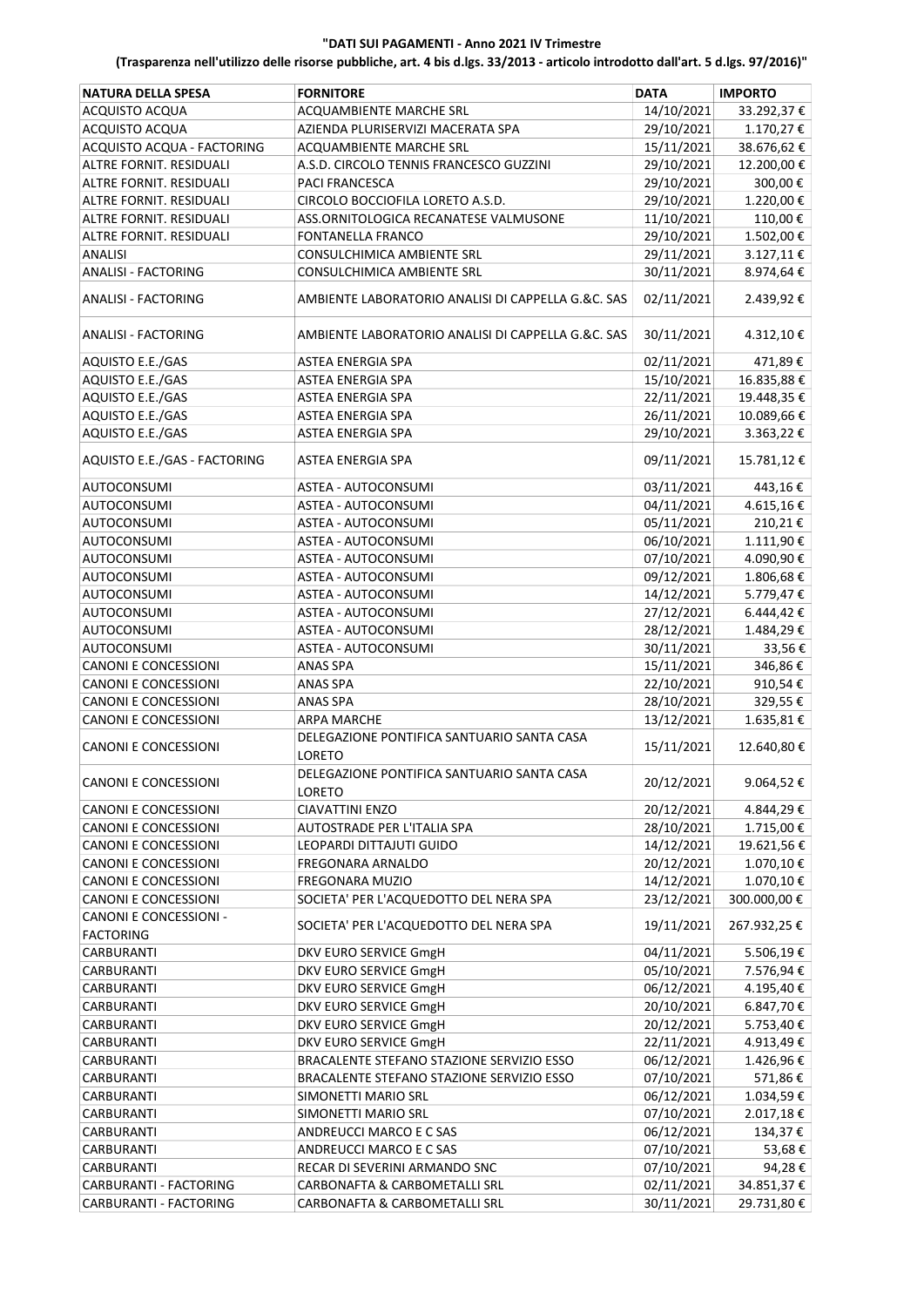**"DATI SUI PAGAMENTI - Anno 2021 IV Trimestre**

**(Trasparenza nell'utilizzo delle risorse pubbliche, art. 4 bis d.lgs. 33/2013 - articolo introdotto dall'art. 5 d.lgs. 97/2016)"**

| NATURA DELLA SPESA | FORNITORE | DATA | IMPORTO |
|---|---|---|---|
| ACQUISTO ACQUA | ACQUAMBIENTE MARCHE SRL | 14/10/2021 | 33.292,37 € |
| ACQUISTO ACQUA | AZIENDA PLURISERVIZI MACERATA SPA | 29/10/2021 | 1.170,27 € |
| ACQUISTO ACQUA - FACTORING | ACQUAMBIENTE MARCHE SRL | 15/11/2021 | 38.676,62 € |
| ALTRE FORNIT. RESIDUALI | A.S.D. CIRCOLO TENNIS FRANCESCO GUZZINI | 29/10/2021 | 12.200,00 € |
| ALTRE FORNIT. RESIDUALI | PACI FRANCESCA | 29/10/2021 | 300,00 € |
| ALTRE FORNIT. RESIDUALI | CIRCOLO BOCCIOFILA LORETO A.S.D. | 29/10/2021 | 1.220,00 € |
| ALTRE FORNIT. RESIDUALI | ASS.ORNITOLOGICA RECANATESE VALMUSONE | 11/10/2021 | 110,00 € |
| ALTRE FORNIT. RESIDUALI | FONTANELLA FRANCO | 29/10/2021 | 1.502,00 € |
| ANALISI | CONSULCHIMICA AMBIENTE SRL | 29/11/2021 | 3.127,11 € |
| ANALISI - FACTORING | CONSULCHIMICA AMBIENTE SRL | 30/11/2021 | 8.974,64 € |
| ANALISI - FACTORING | AMBIENTE LABORATORIO ANALISI DI CAPPELLA G.&C. SAS | 02/11/2021 | 2.439,92 € |
| ANALISI - FACTORING | AMBIENTE LABORATORIO ANALISI DI CAPPELLA G.&C. SAS | 30/11/2021 | 4.312,10 € |
| AQUISTO E.E./GAS | ASTEA ENERGIA SPA | 02/11/2021 | 471,89 € |
| AQUISTO E.E./GAS | ASTEA ENERGIA SPA | 15/10/2021 | 16.835,88 € |
| AQUISTO E.E./GAS | ASTEA ENERGIA SPA | 22/11/2021 | 19.448,35 € |
| AQUISTO E.E./GAS | ASTEA ENERGIA SPA | 26/11/2021 | 10.089,66 € |
| AQUISTO E.E./GAS | ASTEA ENERGIA SPA | 29/10/2021 | 3.363,22 € |
| AQUISTO E.E./GAS - FACTORING | ASTEA ENERGIA SPA | 09/11/2021 | 15.781,12 € |
| AUTOCONSUMI | ASTEA - AUTOCONSUMI | 03/11/2021 | 443,16 € |
| AUTOCONSUMI | ASTEA - AUTOCONSUMI | 04/11/2021 | 4.615,16 € |
| AUTOCONSUMI | ASTEA - AUTOCONSUMI | 05/11/2021 | 210,21 € |
| AUTOCONSUMI | ASTEA - AUTOCONSUMI | 06/10/2021 | 1.111,90 € |
| AUTOCONSUMI | ASTEA - AUTOCONSUMI | 07/10/2021 | 4.090,90 € |
| AUTOCONSUMI | ASTEA - AUTOCONSUMI | 09/12/2021 | 1.806,68 € |
| AUTOCONSUMI | ASTEA - AUTOCONSUMI | 14/12/2021 | 5.779,47 € |
| AUTOCONSUMI | ASTEA - AUTOCONSUMI | 27/12/2021 | 6.444,42 € |
| AUTOCONSUMI | ASTEA - AUTOCONSUMI | 28/12/2021 | 1.484,29 € |
| AUTOCONSUMI | ASTEA - AUTOCONSUMI | 30/11/2021 | 33,56 € |
| CANONI E CONCESSIONI | ANAS SPA | 15/11/2021 | 346,86 € |
| CANONI E CONCESSIONI | ANAS SPA | 22/10/2021 | 910,54 € |
| CANONI E CONCESSIONI | ANAS SPA | 28/10/2021 | 329,55 € |
| CANONI E CONCESSIONI | ARPA MARCHE | 13/12/2021 | 1.635,81 € |
| CANONI E CONCESSIONI | DELEGAZIONE PONTIFICA SANTUARIO SANTA CASA LORETO | 15/11/2021 | 12.640,80 € |
| CANONI E CONCESSIONI | DELEGAZIONE PONTIFICA SANTUARIO SANTA CASA LORETO | 20/12/2021 | 9.064,52 € |
| CANONI E CONCESSIONI | CIAVATTINI ENZO | 20/12/2021 | 4.844,29 € |
| CANONI E CONCESSIONI | AUTOSTRADE PER L'ITALIA SPA | 28/10/2021 | 1.715,00 € |
| CANONI E CONCESSIONI | LEOPARDI DITTAJUTI GUIDO | 14/12/2021 | 19.621,56 € |
| CANONI E CONCESSIONI | FREGONARA ARNALDO | 20/12/2021 | 1.070,10 € |
| CANONI E CONCESSIONI | FREGONARA MUZIO | 14/12/2021 | 1.070,10 € |
| CANONI E CONCESSIONI | SOCIETA' PER L'ACQUEDOTTO DEL NERA SPA | 23/12/2021 | 300.000,00 € |
| CANONI E CONCESSIONI - FACTORING | SOCIETA' PER L'ACQUEDOTTO DEL NERA SPA | 19/11/2021 | 267.932,25 € |
| CARBURANTI | DKV EURO SERVICE GmgH | 04/11/2021 | 5.506,19 € |
| CARBURANTI | DKV EURO SERVICE GmgH | 05/10/2021 | 7.576,94 € |
| CARBURANTI | DKV EURO SERVICE GmgH | 06/12/2021 | 4.195,40 € |
| CARBURANTI | DKV EURO SERVICE GmgH | 20/10/2021 | 6.847,70 € |
| CARBURANTI | DKV EURO SERVICE GmgH | 20/12/2021 | 5.753,40 € |
| CARBURANTI | DKV EURO SERVICE GmgH | 22/11/2021 | 4.913,49 € |
| CARBURANTI | BRACALENTE STEFANO STAZIONE SERVIZIO ESSO | 06/12/2021 | 1.426,96 € |
| CARBURANTI | BRACALENTE STEFANO STAZIONE SERVIZIO ESSO | 07/10/2021 | 571,86 € |
| CARBURANTI | SIMONETTI MARIO SRL | 06/12/2021 | 1.034,59 € |
| CARBURANTI | SIMONETTI MARIO SRL | 07/10/2021 | 2.017,18 € |
| CARBURANTI | ANDREUCCI MARCO E C SAS | 06/12/2021 | 134,37 € |
| CARBURANTI | ANDREUCCI MARCO E C SAS | 07/10/2021 | 53,68 € |
| CARBURANTI | RECAR DI SEVERINI ARMANDO SNC | 07/10/2021 | 94,28 € |
| CARBURANTI - FACTORING | CARBONAFTA & CARBOMETALLI SRL | 02/11/2021 | 34.851,37 € |
| CARBURANTI - FACTORING | CARBONAFTA & CARBOMETALLI SRL | 30/11/2021 | 29.731,80 € |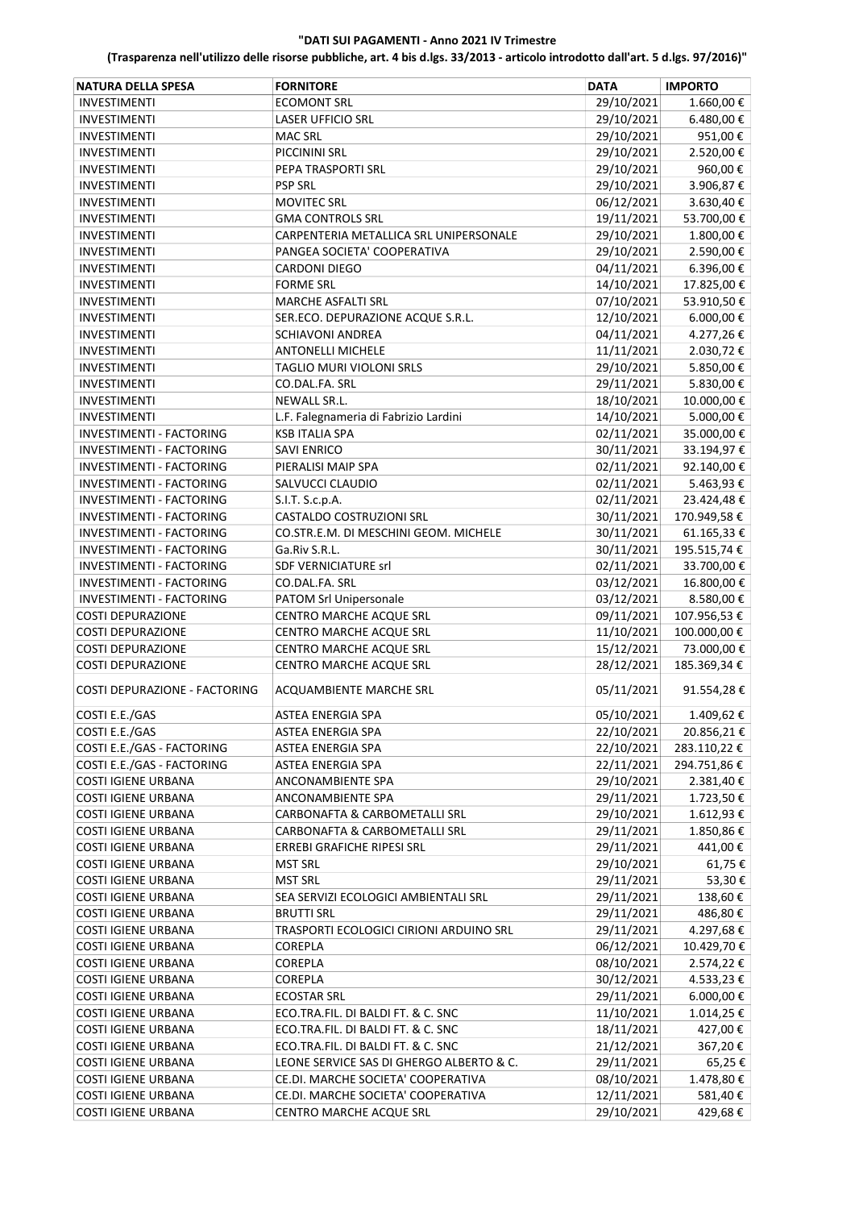**"DATI SUI PAGAMENTI - Anno 2021 IV Trimestre**

**(Trasparenza nell'utilizzo delle risorse pubbliche, art. 4 bis d.lgs. 33/2013 - articolo introdotto dall'art. 5 d.lgs. 97/2016)"**

| NATURA DELLA SPESA | FORNITORE | DATA | IMPORTO |
|---|---|---|---|
| INVESTIMENTI | ECOMONT SRL | 29/10/2021 | 1.660,00 € |
| INVESTIMENTI | LASER UFFICIO SRL | 29/10/2021 | 6.480,00 € |
| INVESTIMENTI | MAC SRL | 29/10/2021 | 951,00 € |
| INVESTIMENTI | PICCININI SRL | 29/10/2021 | 2.520,00 € |
| INVESTIMENTI | PEPA TRASPORTI SRL | 29/10/2021 | 960,00 € |
| INVESTIMENTI | PSP SRL | 29/10/2021 | 3.906,87 € |
| INVESTIMENTI | MOVITEC SRL | 06/12/2021 | 3.630,40 € |
| INVESTIMENTI | GMA CONTROLS SRL | 19/11/2021 | 53.700,00 € |
| INVESTIMENTI | CARPENTERIA METALLICA SRL UNIPERSONALE | 29/10/2021 | 1.800,00 € |
| INVESTIMENTI | PANGEA SOCIETA' COOPERATIVA | 29/10/2021 | 2.590,00 € |
| INVESTIMENTI | CARDONI DIEGO | 04/11/2021 | 6.396,00 € |
| INVESTIMENTI | FORME SRL | 14/10/2021 | 17.825,00 € |
| INVESTIMENTI | MARCHE ASFALTI SRL | 07/10/2021 | 53.910,50 € |
| INVESTIMENTI | SER.ECO. DEPURAZIONE ACQUE S.R.L. | 12/10/2021 | 6.000,00 € |
| INVESTIMENTI | SCHIAVONI ANDREA | 04/11/2021 | 4.277,26 € |
| INVESTIMENTI | ANTONELLI MICHELE | 11/11/2021 | 2.030,72 € |
| INVESTIMENTI | TAGLIO MURI VIOLONI SRLS | 29/10/2021 | 5.850,00 € |
| INVESTIMENTI | CO.DAL.FA. SRL | 29/11/2021 | 5.830,00 € |
| INVESTIMENTI | NEWALL SR.L. | 18/10/2021 | 10.000,00 € |
| INVESTIMENTI | L.F. Falegnameria di Fabrizio Lardini | 14/10/2021 | 5.000,00 € |
| INVESTIMENTI - FACTORING | KSB ITALIA SPA | 02/11/2021 | 35.000,00 € |
| INVESTIMENTI - FACTORING | SAVI ENRICO | 30/11/2021 | 33.194,97 € |
| INVESTIMENTI - FACTORING | PIERALISI MAIP SPA | 02/11/2021 | 92.140,00 € |
| INVESTIMENTI - FACTORING | SALVUCCI CLAUDIO | 02/11/2021 | 5.463,93 € |
| INVESTIMENTI - FACTORING | S.I.T. S.c.p.A. | 02/11/2021 | 23.424,48 € |
| INVESTIMENTI - FACTORING | CASTALDO COSTRUZIONI SRL | 30/11/2021 | 170.949,58 € |
| INVESTIMENTI - FACTORING | CO.STR.E.M. DI MESCHINI GEOM. MICHELE | 30/11/2021 | 61.165,33 € |
| INVESTIMENTI - FACTORING | Ga.Riv S.R.L. | 30/11/2021 | 195.515,74 € |
| INVESTIMENTI - FACTORING | SDF VERNICIATURE srl | 02/11/2021 | 33.700,00 € |
| INVESTIMENTI - FACTORING | CO.DAL.FA. SRL | 03/12/2021 | 16.800,00 € |
| INVESTIMENTI - FACTORING | PATOM Srl Unipersonale | 03/12/2021 | 8.580,00 € |
| COSTI DEPURAZIONE | CENTRO MARCHE ACQUE SRL | 09/11/2021 | 107.956,53 € |
| COSTI DEPURAZIONE | CENTRO MARCHE ACQUE SRL | 11/10/2021 | 100.000,00 € |
| COSTI DEPURAZIONE | CENTRO MARCHE ACQUE SRL | 15/12/2021 | 73.000,00 € |
| COSTI DEPURAZIONE | CENTRO MARCHE ACQUE SRL | 28/12/2021 | 185.369,34 € |
| COSTI DEPURAZIONE - FACTORING | ACQUAMBIENTE MARCHE SRL | 05/11/2021 | 91.554,28 € |
| COSTI E.E./GAS | ASTEA ENERGIA SPA | 05/10/2021 | 1.409,62 € |
| COSTI E.E./GAS | ASTEA ENERGIA SPA | 22/10/2021 | 20.856,21 € |
| COSTI E.E./GAS - FACTORING | ASTEA ENERGIA SPA | 22/10/2021 | 283.110,22 € |
| COSTI E.E./GAS - FACTORING | ASTEA ENERGIA SPA | 22/11/2021 | 294.751,86 € |
| COSTI IGIENE URBANA | ANCONAMBIENTE SPA | 29/10/2021 | 2.381,40 € |
| COSTI IGIENE URBANA | ANCONAMBIENTE SPA | 29/11/2021 | 1.723,50 € |
| COSTI IGIENE URBANA | CARBONAFTA & CARBOMETALLI SRL | 29/10/2021 | 1.612,93 € |
| COSTI IGIENE URBANA | CARBONAFTA & CARBOMETALLI SRL | 29/11/2021 | 1.850,86 € |
| COSTI IGIENE URBANA | ERREBI GRAFICHE RIPESI SRL | 29/11/2021 | 441,00 € |
| COSTI IGIENE URBANA | MST SRL | 29/10/2021 | 61,75 € |
| COSTI IGIENE URBANA | MST SRL | 29/11/2021 | 53,30 € |
| COSTI IGIENE URBANA | SEA SERVIZI ECOLOGICI AMBIENTALI SRL | 29/11/2021 | 138,60 € |
| COSTI IGIENE URBANA | BRUTTI SRL | 29/11/2021 | 486,80 € |
| COSTI IGIENE URBANA | TRASPORTI ECOLOGICI CIRIONI ARDUINO SRL | 29/11/2021 | 4.297,68 € |
| COSTI IGIENE URBANA | COREPLA | 06/12/2021 | 10.429,70 € |
| COSTI IGIENE URBANA | COREPLA | 08/10/2021 | 2.574,22 € |
| COSTI IGIENE URBANA | COREPLA | 30/12/2021 | 4.533,23 € |
| COSTI IGIENE URBANA | ECOSTAR SRL | 29/11/2021 | 6.000,00 € |
| COSTI IGIENE URBANA | ECO.TRA.FIL. DI BALDI FT. & C. SNC | 11/10/2021 | 1.014,25 € |
| COSTI IGIENE URBANA | ECO.TRA.FIL. DI BALDI FT. & C. SNC | 18/11/2021 | 427,00 € |
| COSTI IGIENE URBANA | ECO.TRA.FIL. DI BALDI FT. & C. SNC | 21/12/2021 | 367,20 € |
| COSTI IGIENE URBANA | LEONE SERVICE SAS DI GHERGO ALBERTO & C. | 29/11/2021 | 65,25 € |
| COSTI IGIENE URBANA | CE.DI. MARCHE SOCIETA' COOPERATIVA | 08/10/2021 | 1.478,80 € |
| COSTI IGIENE URBANA | CE.DI. MARCHE SOCIETA' COOPERATIVA | 12/11/2021 | 581,40 € |
| COSTI IGIENE URBANA | CENTRO MARCHE ACQUE SRL | 29/10/2021 | 429,68 € |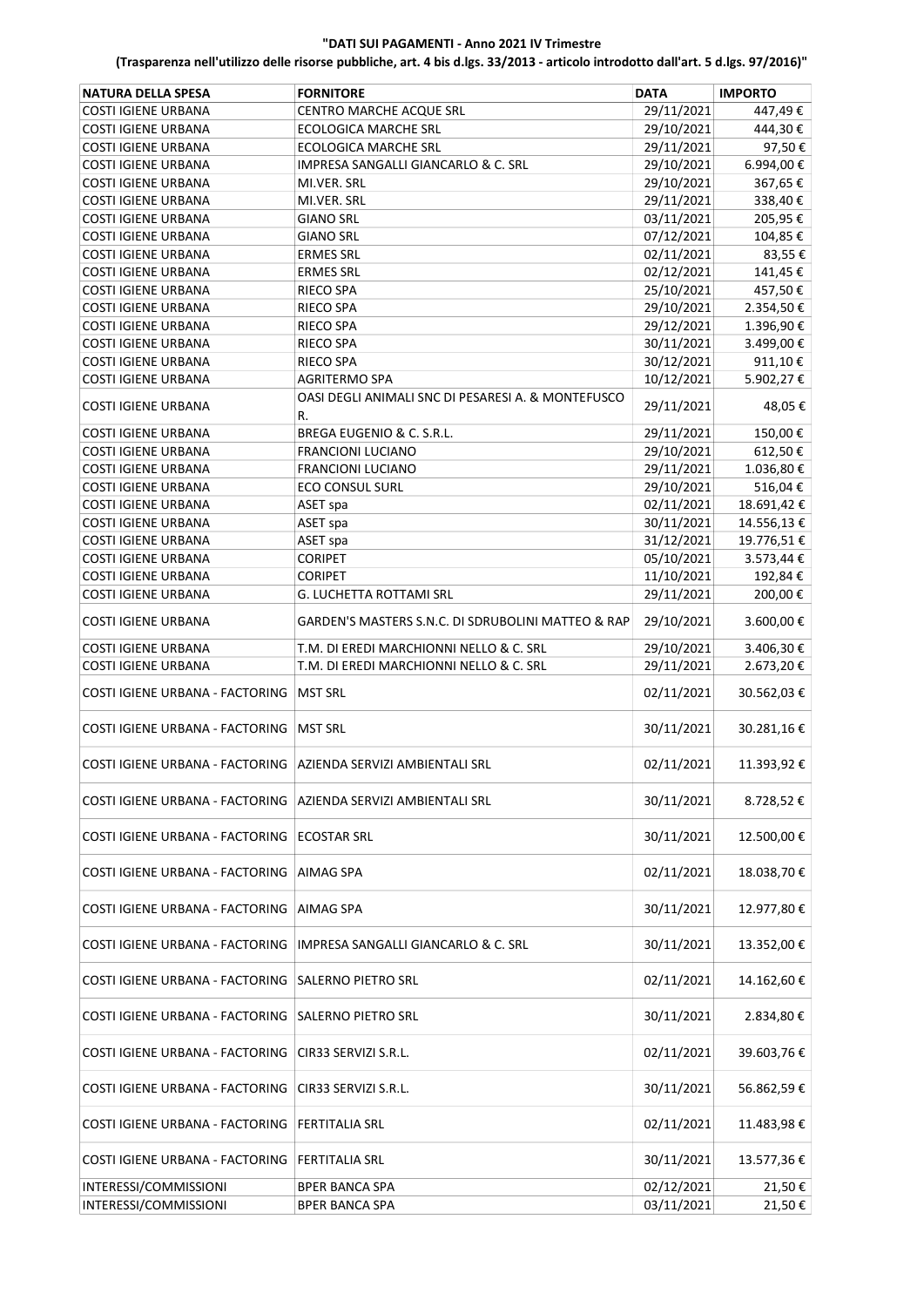**"DATI SUI PAGAMENTI - Anno 2021 IV Trimestre**

**(Trasparenza nell'utilizzo delle risorse pubbliche, art. 4 bis d.lgs. 33/2013 - articolo introdotto dall'art. 5 d.lgs. 97/2016)"**

| NATURA DELLA SPESA | FORNITORE | DATA | IMPORTO |
|---|---|---|---|
| COSTI IGIENE URBANA | CENTRO MARCHE ACQUE SRL | 29/11/2021 | 447,49 € |
| COSTI IGIENE URBANA | ECOLOGICA MARCHE SRL | 29/10/2021 | 444,30 € |
| COSTI IGIENE URBANA | ECOLOGICA MARCHE SRL | 29/11/2021 | 97,50 € |
| COSTI IGIENE URBANA | IMPRESA SANGALLI GIANCARLO & C. SRL | 29/10/2021 | 6.994,00 € |
| COSTI IGIENE URBANA | MI.VER. SRL | 29/10/2021 | 367,65 € |
| COSTI IGIENE URBANA | MI.VER. SRL | 29/11/2021 | 338,40 € |
| COSTI IGIENE URBANA | GIANO SRL | 03/11/2021 | 205,95 € |
| COSTI IGIENE URBANA | GIANO SRL | 07/12/2021 | 104,85 € |
| COSTI IGIENE URBANA | ERMES SRL | 02/11/2021 | 83,55 € |
| COSTI IGIENE URBANA | ERMES SRL | 02/12/2021 | 141,45 € |
| COSTI IGIENE URBANA | RIECO SPA | 25/10/2021 | 457,50 € |
| COSTI IGIENE URBANA | RIECO SPA | 29/10/2021 | 2.354,50 € |
| COSTI IGIENE URBANA | RIECO SPA | 29/12/2021 | 1.396,90 € |
| COSTI IGIENE URBANA | RIECO SPA | 30/11/2021 | 3.499,00 € |
| COSTI IGIENE URBANA | RIECO SPA | 30/12/2021 | 911,10 € |
| COSTI IGIENE URBANA | AGRITERMO SPA | 10/12/2021 | 5.902,27 € |
| COSTI IGIENE URBANA | OASI DEGLI ANIMALI SNC DI PESARESI A. & MONTEFUSCO R. | 29/11/2021 | 48,05 € |
| COSTI IGIENE URBANA | BREGA EUGENIO & C. S.R.L. | 29/11/2021 | 150,00 € |
| COSTI IGIENE URBANA | FRANCIONI LUCIANO | 29/10/2021 | 612,50 € |
| COSTI IGIENE URBANA | FRANCIONI LUCIANO | 29/11/2021 | 1.036,80 € |
| COSTI IGIENE URBANA | ECO CONSUL SURL | 29/10/2021 | 516,04 € |
| COSTI IGIENE URBANA | ASET spa | 02/11/2021 | 18.691,42 € |
| COSTI IGIENE URBANA | ASET spa | 30/11/2021 | 14.556,13 € |
| COSTI IGIENE URBANA | ASET spa | 31/12/2021 | 19.776,51 € |
| COSTI IGIENE URBANA | CORIPET | 05/10/2021 | 3.573,44 € |
| COSTI IGIENE URBANA | CORIPET | 11/10/2021 | 192,84 € |
| COSTI IGIENE URBANA | G. LUCHETTA ROTTAMI SRL | 29/11/2021 | 200,00 € |
| COSTI IGIENE URBANA | GARDEN'S MASTERS S.N.C. DI SDRUBOLINI MATTEO & RAP | 29/10/2021 | 3.600,00 € |
| COSTI IGIENE URBANA | T.M. DI EREDI MARCHIONNI NELLO & C. SRL | 29/10/2021 | 3.406,30 € |
| COSTI IGIENE URBANA | T.M. DI EREDI MARCHIONNI NELLO & C. SRL | 29/11/2021 | 2.673,20 € |
| COSTI IGIENE URBANA - FACTORING | MST SRL | 02/11/2021 | 30.562,03 € |
| COSTI IGIENE URBANA - FACTORING | MST SRL | 30/11/2021 | 30.281,16 € |
| COSTI IGIENE URBANA - FACTORING | AZIENDA SERVIZI AMBIENTALI SRL | 02/11/2021 | 11.393,92 € |
| COSTI IGIENE URBANA - FACTORING | AZIENDA SERVIZI AMBIENTALI SRL | 30/11/2021 | 8.728,52 € |
| COSTI IGIENE URBANA - FACTORING | ECOSTAR SRL | 30/11/2021 | 12.500,00 € |
| COSTI IGIENE URBANA - FACTORING | AIMAG SPA | 02/11/2021 | 18.038,70 € |
| COSTI IGIENE URBANA - FACTORING | AIMAG SPA | 30/11/2021 | 12.977,80 € |
| COSTI IGIENE URBANA - FACTORING | IMPRESA SANGALLI GIANCARLO & C. SRL | 30/11/2021 | 13.352,00 € |
| COSTI IGIENE URBANA - FACTORING | SALERNO PIETRO SRL | 02/11/2021 | 14.162,60 € |
| COSTI IGIENE URBANA - FACTORING | SALERNO PIETRO SRL | 30/11/2021 | 2.834,80 € |
| COSTI IGIENE URBANA - FACTORING | CIR33 SERVIZI S.R.L. | 02/11/2021 | 39.603,76 € |
| COSTI IGIENE URBANA - FACTORING | CIR33 SERVIZI S.R.L. | 30/11/2021 | 56.862,59 € |
| COSTI IGIENE URBANA - FACTORING | FERTITALIA SRL | 02/11/2021 | 11.483,98 € |
| COSTI IGIENE URBANA - FACTORING | FERTITALIA SRL | 30/11/2021 | 13.577,36 € |
| INTERESSI/COMMISSIONI | BPER BANCA SPA | 02/12/2021 | 21,50 € |
| INTERESSI/COMMISSIONI | BPER BANCA SPA | 03/11/2021 | 21,50 € |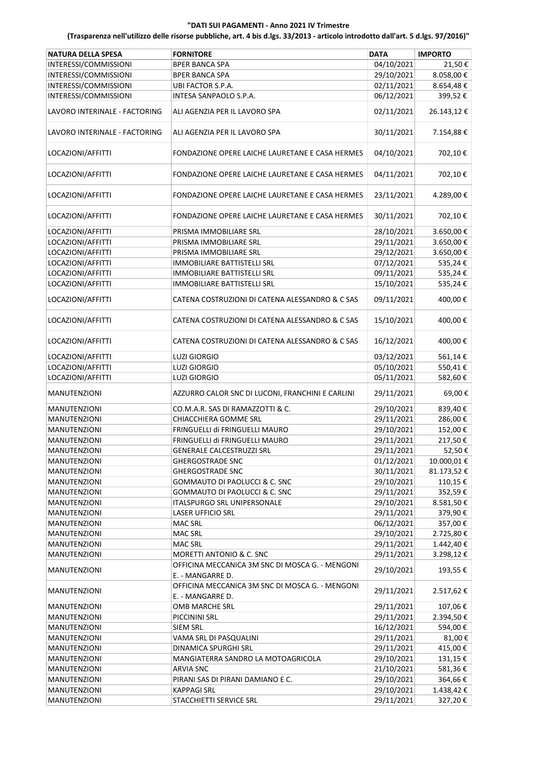**"DATI SUI PAGAMENTI - Anno 2021 IV Trimestre**

**(Trasparenza nell'utilizzo delle risorse pubbliche, art. 4 bis d.lgs. 33/2013 - articolo introdotto dall'art. 5 d.lgs. 97/2016)"**

| NATURA DELLA SPESA | FORNITORE | DATA | IMPORTO |
|---|---|---|---|
| INTERESSI/COMMISSIONI | BPER BANCA SPA | 04/10/2021 | 21,50 € |
| INTERESSI/COMMISSIONI | BPER BANCA SPA | 29/10/2021 | 8.058,00 € |
| INTERESSI/COMMISSIONI | UBI FACTOR S.P.A. | 02/11/2021 | 8.654,48 € |
| INTERESSI/COMMISSIONI | INTESA SANPAOLO S.P.A. | 06/12/2021 | 399,52 € |
| LAVORO INTERINALE - FACTORING | ALI AGENZIA PER IL LAVORO SPA | 02/11/2021 | 26.143,12 € |
| LAVORO INTERINALE - FACTORING | ALI AGENZIA PER IL LAVORO SPA | 30/11/2021 | 7.154,88 € |
| LOCAZIONI/AFFITTI | FONDAZIONE OPERE LAICHE LAURETANE E CASA HERMES | 04/10/2021 | 702,10 € |
| LOCAZIONI/AFFITTI | FONDAZIONE OPERE LAICHE LAURETANE E CASA HERMES | 04/11/2021 | 702,10 € |
| LOCAZIONI/AFFITTI | FONDAZIONE OPERE LAICHE LAURETANE E CASA HERMES | 23/11/2021 | 4.289,00 € |
| LOCAZIONI/AFFITTI | FONDAZIONE OPERE LAICHE LAURETANE E CASA HERMES | 30/11/2021 | 702,10 € |
| LOCAZIONI/AFFITTI | PRISMA IMMOBILIARE SRL | 28/10/2021 | 3.650,00 € |
| LOCAZIONI/AFFITTI | PRISMA IMMOBILIARE SRL | 29/11/2021 | 3.650,00 € |
| LOCAZIONI/AFFITTI | PRISMA IMMOBILIARE SRL | 29/12/2021 | 3.650,00 € |
| LOCAZIONI/AFFITTI | IMMOBILIARE BATTISTELLI SRL | 07/12/2021 | 535,24 € |
| LOCAZIONI/AFFITTI | IMMOBILIARE BATTISTELLI SRL | 09/11/2021 | 535,24 € |
| LOCAZIONI/AFFITTI | IMMOBILIARE BATTISTELLI SRL | 15/10/2021 | 535,24 € |
| LOCAZIONI/AFFITTI | CATENA COSTRUZIONI DI CATENA ALESSANDRO & C SAS | 09/11/2021 | 400,00 € |
| LOCAZIONI/AFFITTI | CATENA COSTRUZIONI DI CATENA ALESSANDRO & C SAS | 15/10/2021 | 400,00 € |
| LOCAZIONI/AFFITTI | CATENA COSTRUZIONI DI CATENA ALESSANDRO & C SAS | 16/12/2021 | 400,00 € |
| LOCAZIONI/AFFITTI | LUZI GIORGIO | 03/12/2021 | 561,14 € |
| LOCAZIONI/AFFITTI | LUZI GIORGIO | 05/10/2021 | 550,41 € |
| LOCAZIONI/AFFITTI | LUZI GIORGIO | 05/11/2021 | 582,60 € |
| MANUTENZIONI | AZZURRO CALOR SNC DI LUCONI, FRANCHINI E CARLINI | 29/11/2021 | 69,00 € |
| MANUTENZIONI | CO.M.A.R. SAS DI RAMAZZOTTI & C. | 29/10/2021 | 839,40 € |
| MANUTENZIONI | CHIACCHIERA GOMME SRL | 29/11/2021 | 286,00 € |
| MANUTENZIONI | FRINGUELLI di FRINGUELLI MAURO | 29/10/2021 | 152,00 € |
| MANUTENZIONI | FRINGUELLI di FRINGUELLI MAURO | 29/11/2021 | 217,50 € |
| MANUTENZIONI | GENERALE CALCESTRUZZI SRL | 29/11/2021 | 52,50 € |
| MANUTENZIONI | GHERGOSTRADE SNC | 01/12/2021 | 10.000,01 € |
| MANUTENZIONI | GHERGOSTRADE SNC | 30/11/2021 | 81.173,52 € |
| MANUTENZIONI | GOMMAUTO DI PAOLUCCI & C. SNC | 29/10/2021 | 110,15 € |
| MANUTENZIONI | GOMMAUTO DI PAOLUCCI & C. SNC | 29/11/2021 | 352,59 € |
| MANUTENZIONI | ITALSPURGO SRL UNIPERSONALE | 29/10/2021 | 8.581,50 € |
| MANUTENZIONI | LASER UFFICIO SRL | 29/11/2021 | 379,90 € |
| MANUTENZIONI | MAC SRL | 06/12/2021 | 357,00 € |
| MANUTENZIONI | MAC SRL | 29/10/2021 | 2.725,80 € |
| MANUTENZIONI | MAC SRL | 29/11/2021 | 1.442,40 € |
| MANUTENZIONI | MORETTI ANTONIO & C. SNC | 29/11/2021 | 3.298,12 € |
| MANUTENZIONI | OFFICINA MECCANICA 3M SNC DI MOSCA G. - MENGONI E. - MANGARRE D. | 29/10/2021 | 193,55 € |
| MANUTENZIONI | OFFICINA MECCANICA 3M SNC DI MOSCA G. - MENGONI E. - MANGARRE D. | 29/11/2021 | 2.517,62 € |
| MANUTENZIONI | OMB MARCHE SRL | 29/11/2021 | 107,06 € |
| MANUTENZIONI | PICCININI SRL | 29/11/2021 | 2.394,50 € |
| MANUTENZIONI | SIEM SRL | 16/12/2021 | 594,00 € |
| MANUTENZIONI | VAMA SRL DI PASQUALINI | 29/11/2021 | 81,00 € |
| MANUTENZIONI | DINAMICA SPURGHI SRL | 29/11/2021 | 415,00 € |
| MANUTENZIONI | MANGIATERRA SANDRO LA MOTOAGRICOLA | 29/10/2021 | 131,15 € |
| MANUTENZIONI | ARVIA SNC | 21/10/2021 | 581,36 € |
| MANUTENZIONI | PIRANI SAS DI PIRANI DAMIANO E C. | 29/10/2021 | 364,66 € |
| MANUTENZIONI | KAPPAGI SRL | 29/10/2021 | 1.438,42 € |
| MANUTENZIONI | STACCHIETTI SERVICE SRL | 29/11/2021 | 327,20 € |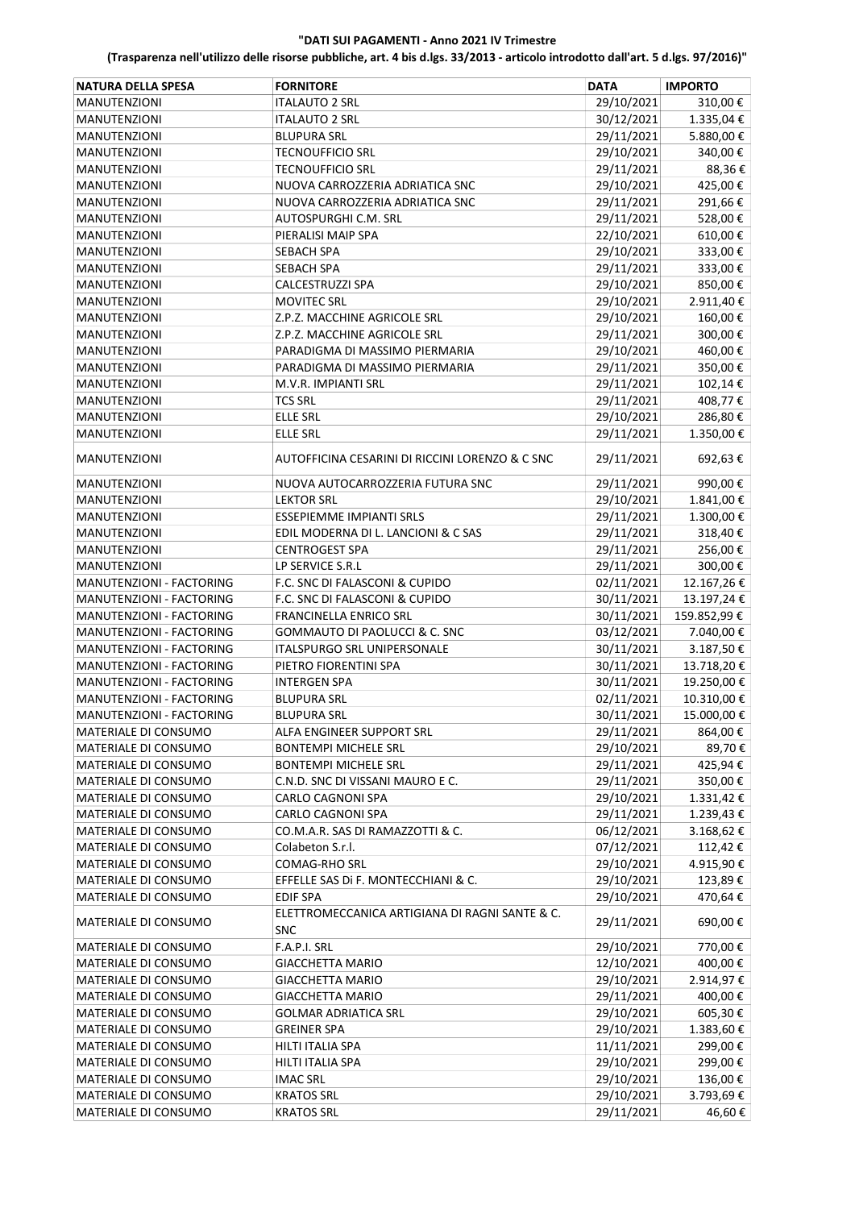**"DATI SUI PAGAMENTI - Anno 2021 IV Trimestre**

**(Trasparenza nell'utilizzo delle risorse pubbliche, art. 4 bis d.lgs. 33/2013 - articolo introdotto dall'art. 5 d.lgs. 97/2016)"**

| NATURA DELLA SPESA | FORNITORE | DATA | IMPORTO |
|---|---|---|---|
| MANUTENZIONI | ITALAUTO 2 SRL | 29/10/2021 | 310,00 € |
| MANUTENZIONI | ITALAUTO 2 SRL | 30/12/2021 | 1.335,04 € |
| MANUTENZIONI | BLUPURA SRL | 29/11/2021 | 5.880,00 € |
| MANUTENZIONI | TECNOUFFICIO SRL | 29/10/2021 | 340,00 € |
| MANUTENZIONI | TECNOUFFICIO SRL | 29/11/2021 | 88,36 € |
| MANUTENZIONI | NUOVA CARROZZERIA ADRIATICA SNC | 29/10/2021 | 425,00 € |
| MANUTENZIONI | NUOVA CARROZZERIA ADRIATICA SNC | 29/11/2021 | 291,66 € |
| MANUTENZIONI | AUTOSPURGHI C.M. SRL | 29/11/2021 | 528,00 € |
| MANUTENZIONI | PIERALISI MAIP SPA | 22/10/2021 | 610,00 € |
| MANUTENZIONI | SEBACH SPA | 29/10/2021 | 333,00 € |
| MANUTENZIONI | SEBACH SPA | 29/11/2021 | 333,00 € |
| MANUTENZIONI | CALCESTRUZZI SPA | 29/10/2021 | 850,00 € |
| MANUTENZIONI | MOVITEC SRL | 29/10/2021 | 2.911,40 € |
| MANUTENZIONI | Z.P.Z. MACCHINE AGRICOLE SRL | 29/10/2021 | 160,00 € |
| MANUTENZIONI | Z.P.Z. MACCHINE AGRICOLE SRL | 29/11/2021 | 300,00 € |
| MANUTENZIONI | PARADIGMA DI MASSIMO PIERMARIA | 29/10/2021 | 460,00 € |
| MANUTENZIONI | PARADIGMA DI MASSIMO PIERMARIA | 29/11/2021 | 350,00 € |
| MANUTENZIONI | M.V.R. IMPIANTI SRL | 29/11/2021 | 102,14 € |
| MANUTENZIONI | TCS SRL | 29/11/2021 | 408,77 € |
| MANUTENZIONI | ELLE SRL | 29/10/2021 | 286,80 € |
| MANUTENZIONI | ELLE SRL | 29/11/2021 | 1.350,00 € |
| MANUTENZIONI | AUTOFFICINA CESARINI DI RICCINI LORENZO & C SNC | 29/11/2021 | 692,63 € |
| MANUTENZIONI | NUOVA AUTOCARROZZERIA FUTURA SNC | 29/11/2021 | 990,00 € |
| MANUTENZIONI | LEKTOR SRL | 29/10/2021 | 1.841,00 € |
| MANUTENZIONI | ESSEPIEMME IMPIANTI SRLS | 29/11/2021 | 1.300,00 € |
| MANUTENZIONI | EDIL MODERNA DI L. LANCIONI & C SAS | 29/11/2021 | 318,40 € |
| MANUTENZIONI | CENTROGEST SPA | 29/11/2021 | 256,00 € |
| MANUTENZIONI | LP SERVICE S.R.L | 29/11/2021 | 300,00 € |
| MANUTENZIONI - FACTORING | F.C. SNC DI FALASCONI & CUPIDO | 02/11/2021 | 12.167,26 € |
| MANUTENZIONI - FACTORING | F.C. SNC DI FALASCONI & CUPIDO | 30/11/2021 | 13.197,24 € |
| MANUTENZIONI - FACTORING | FRANCINELLA ENRICO SRL | 30/11/2021 | 159.852,99 € |
| MANUTENZIONI - FACTORING | GOMMAUTO DI PAOLUCCI & C. SNC | 03/12/2021 | 7.040,00 € |
| MANUTENZIONI - FACTORING | ITALSPURGO SRL UNIPERSONALE | 30/11/2021 | 3.187,50 € |
| MANUTENZIONI - FACTORING | PIETRO FIORENTINI SPA | 30/11/2021 | 13.718,20 € |
| MANUTENZIONI - FACTORING | INTERGEN SPA | 30/11/2021 | 19.250,00 € |
| MANUTENZIONI - FACTORING | BLUPURA SRL | 02/11/2021 | 10.310,00 € |
| MANUTENZIONI - FACTORING | BLUPURA SRL | 30/11/2021 | 15.000,00 € |
| MATERIALE DI CONSUMO | ALFA ENGINEER SUPPORT SRL | 29/11/2021 | 864,00 € |
| MATERIALE DI CONSUMO | BONTEMPI MICHELE SRL | 29/10/2021 | 89,70 € |
| MATERIALE DI CONSUMO | BONTEMPI MICHELE SRL | 29/11/2021 | 425,94 € |
| MATERIALE DI CONSUMO | C.N.D. SNC DI VISSANI MAURO E C. | 29/11/2021 | 350,00 € |
| MATERIALE DI CONSUMO | CARLO CAGNONI SPA | 29/10/2021 | 1.331,42 € |
| MATERIALE DI CONSUMO | CARLO CAGNONI SPA | 29/11/2021 | 1.239,43 € |
| MATERIALE DI CONSUMO | CO.M.A.R. SAS DI RAMAZZOTTI & C. | 06/12/2021 | 3.168,62 € |
| MATERIALE DI CONSUMO | Colabeton S.r.l. | 07/12/2021 | 112,42 € |
| MATERIALE DI CONSUMO | COMAG-RHO SRL | 29/10/2021 | 4.915,90 € |
| MATERIALE DI CONSUMO | EFFELLE SAS Di F. MONTECCHIANI & C. | 29/10/2021 | 123,89 € |
| MATERIALE DI CONSUMO | EDIF SPA | 29/10/2021 | 470,64 € |
| MATERIALE DI CONSUMO | ELETTROMECCANICA ARTIGIANA DI RAGNI SANTE & C. SNC | 29/11/2021 | 690,00 € |
| MATERIALE DI CONSUMO | F.A.P.I. SRL | 29/10/2021 | 770,00 € |
| MATERIALE DI CONSUMO | GIACCHETTA MARIO | 12/10/2021 | 400,00 € |
| MATERIALE DI CONSUMO | GIACCHETTA MARIO | 29/10/2021 | 2.914,97 € |
| MATERIALE DI CONSUMO | GIACCHETTA MARIO | 29/11/2021 | 400,00 € |
| MATERIALE DI CONSUMO | GOLMAR ADRIATICA SRL | 29/10/2021 | 605,30 € |
| MATERIALE DI CONSUMO | GREINER SPA | 29/10/2021 | 1.383,60 € |
| MATERIALE DI CONSUMO | HILTI ITALIA SPA | 11/11/2021 | 299,00 € |
| MATERIALE DI CONSUMO | HILTI ITALIA SPA | 29/10/2021 | 299,00 € |
| MATERIALE DI CONSUMO | IMAC SRL | 29/10/2021 | 136,00 € |
| MATERIALE DI CONSUMO | KRATOS SRL | 29/10/2021 | 3.793,69 € |
| MATERIALE DI CONSUMO | KRATOS SRL | 29/11/2021 | 46,60 € |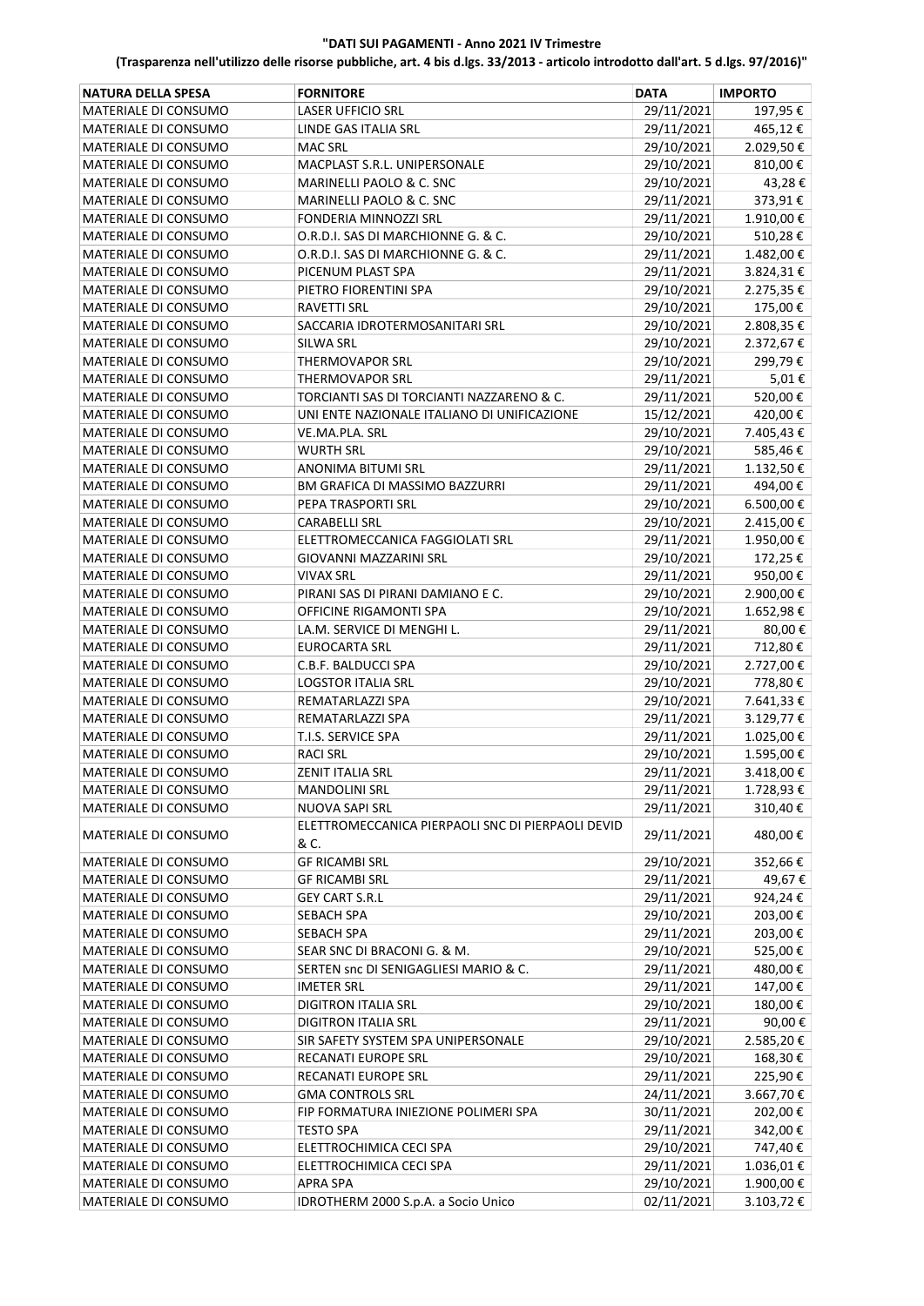**"DATI SUI PAGAMENTI - Anno 2021 IV Trimestre**

**(Trasparenza nell'utilizzo delle risorse pubbliche, art. 4 bis d.lgs. 33/2013 - articolo introdotto dall'art. 5 d.lgs. 97/2016)"**

| NATURA DELLA SPESA | FORNITORE | DATA | IMPORTO |
|---|---|---|---|
| MATERIALE DI CONSUMO | LASER UFFICIO SRL | 29/11/2021 | 197,95 € |
| MATERIALE DI CONSUMO | LINDE GAS ITALIA SRL | 29/11/2021 | 465,12 € |
| MATERIALE DI CONSUMO | MAC SRL | 29/10/2021 | 2.029,50 € |
| MATERIALE DI CONSUMO | MACPLAST S.R.L. UNIPERSONALE | 29/10/2021 | 810,00 € |
| MATERIALE DI CONSUMO | MARINELLI PAOLO & C. SNC | 29/10/2021 | 43,28 € |
| MATERIALE DI CONSUMO | MARINELLI PAOLO & C. SNC | 29/11/2021 | 373,91 € |
| MATERIALE DI CONSUMO | FONDERIA MINNOZZI SRL | 29/11/2021 | 1.910,00 € |
| MATERIALE DI CONSUMO | O.R.D.I. SAS DI MARCHIONNE G. & C. | 29/10/2021 | 510,28 € |
| MATERIALE DI CONSUMO | O.R.D.I. SAS DI MARCHIONNE G. & C. | 29/11/2021 | 1.482,00 € |
| MATERIALE DI CONSUMO | PICENUM PLAST SPA | 29/11/2021 | 3.824,31 € |
| MATERIALE DI CONSUMO | PIETRO FIORENTINI SPA | 29/10/2021 | 2.275,35 € |
| MATERIALE DI CONSUMO | RAVETTI SRL | 29/10/2021 | 175,00 € |
| MATERIALE DI CONSUMO | SACCARIA IDROTERMOSANITARI SRL | 29/10/2021 | 2.808,35 € |
| MATERIALE DI CONSUMO | SILWA SRL | 29/10/2021 | 2.372,67 € |
| MATERIALE DI CONSUMO | THERMOVAPOR SRL | 29/10/2021 | 299,79 € |
| MATERIALE DI CONSUMO | THERMOVAPOR SRL | 29/11/2021 | 5,01 € |
| MATERIALE DI CONSUMO | TORCIANTI SAS DI TORCIANTI NAZZARENO & C. | 29/11/2021 | 520,00 € |
| MATERIALE DI CONSUMO | UNI ENTE NAZIONALE ITALIANO DI UNIFICAZIONE | 15/12/2021 | 420,00 € |
| MATERIALE DI CONSUMO | VE.MA.PLA. SRL | 29/10/2021 | 7.405,43 € |
| MATERIALE DI CONSUMO | WURTH SRL | 29/10/2021 | 585,46 € |
| MATERIALE DI CONSUMO | ANONIMA BITUMI SRL | 29/11/2021 | 1.132,50 € |
| MATERIALE DI CONSUMO | BM GRAFICA DI MASSIMO BAZZURRI | 29/11/2021 | 494,00 € |
| MATERIALE DI CONSUMO | PEPA TRASPORTI SRL | 29/10/2021 | 6.500,00 € |
| MATERIALE DI CONSUMO | CARABELLI SRL | 29/10/2021 | 2.415,00 € |
| MATERIALE DI CONSUMO | ELETTROMECCANICA FAGGIOLATI SRL | 29/11/2021 | 1.950,00 € |
| MATERIALE DI CONSUMO | GIOVANNI MAZZARINI SRL | 29/10/2021 | 172,25 € |
| MATERIALE DI CONSUMO | VIVAX SRL | 29/11/2021 | 950,00 € |
| MATERIALE DI CONSUMO | PIRANI SAS DI PIRANI DAMIANO E C. | 29/10/2021 | 2.900,00 € |
| MATERIALE DI CONSUMO | OFFICINE RIGAMONTI SPA | 29/10/2021 | 1.652,98 € |
| MATERIALE DI CONSUMO | LA.M. SERVICE DI MENGHI L. | 29/11/2021 | 80,00 € |
| MATERIALE DI CONSUMO | EUROCARTA SRL | 29/11/2021 | 712,80 € |
| MATERIALE DI CONSUMO | C.B.F. BALDUCCI SPA | 29/10/2021 | 2.727,00 € |
| MATERIALE DI CONSUMO | LOGSTOR ITALIA SRL | 29/10/2021 | 778,80 € |
| MATERIALE DI CONSUMO | REMATARLAZZI SPA | 29/10/2021 | 7.641,33 € |
| MATERIALE DI CONSUMO | REMATARLAZZI SPA | 29/11/2021 | 3.129,77 € |
| MATERIALE DI CONSUMO | T.I.S. SERVICE SPA | 29/11/2021 | 1.025,00 € |
| MATERIALE DI CONSUMO | RACI SRL | 29/10/2021 | 1.595,00 € |
| MATERIALE DI CONSUMO | ZENIT ITALIA SRL | 29/11/2021 | 3.418,00 € |
| MATERIALE DI CONSUMO | MANDOLINI SRL | 29/11/2021 | 1.728,93 € |
| MATERIALE DI CONSUMO | NUOVA SAPI SRL | 29/11/2021 | 310,40 € |
| MATERIALE DI CONSUMO | ELETTROMECCANICA PIERPAOLI SNC DI PIERPAOLI DEVID & C. | 29/11/2021 | 480,00 € |
| MATERIALE DI CONSUMO | GF RICAMBI SRL | 29/10/2021 | 352,66 € |
| MATERIALE DI CONSUMO | GF RICAMBI SRL | 29/11/2021 | 49,67 € |
| MATERIALE DI CONSUMO | GEY CART S.R.L | 29/11/2021 | 924,24 € |
| MATERIALE DI CONSUMO | SEBACH SPA | 29/10/2021 | 203,00 € |
| MATERIALE DI CONSUMO | SEBACH SPA | 29/11/2021 | 203,00 € |
| MATERIALE DI CONSUMO | SEAR SNC DI BRACONI G. & M. | 29/10/2021 | 525,00 € |
| MATERIALE DI CONSUMO | SERTEN snc DI SENIGAGLIESI MARIO & C. | 29/11/2021 | 480,00 € |
| MATERIALE DI CONSUMO | IMETER SRL | 29/11/2021 | 147,00 € |
| MATERIALE DI CONSUMO | DIGITRON ITALIA SRL | 29/10/2021 | 180,00 € |
| MATERIALE DI CONSUMO | DIGITRON ITALIA SRL | 29/11/2021 | 90,00 € |
| MATERIALE DI CONSUMO | SIR SAFETY SYSTEM SPA UNIPERSONALE | 29/10/2021 | 2.585,20 € |
| MATERIALE DI CONSUMO | RECANATI EUROPE SRL | 29/10/2021 | 168,30 € |
| MATERIALE DI CONSUMO | RECANATI EUROPE SRL | 29/11/2021 | 225,90 € |
| MATERIALE DI CONSUMO | GMA CONTROLS SRL | 24/11/2021 | 3.667,70 € |
| MATERIALE DI CONSUMO | FIP FORMATURA INIEZIONE POLIMERI SPA | 30/11/2021 | 202,00 € |
| MATERIALE DI CONSUMO | TESTO SPA | 29/11/2021 | 342,00 € |
| MATERIALE DI CONSUMO | ELETTROCHIMICA CECI SPA | 29/10/2021 | 747,40 € |
| MATERIALE DI CONSUMO | ELETTROCHIMICA CECI SPA | 29/11/2021 | 1.036,01 € |
| MATERIALE DI CONSUMO | APRA SPA | 29/10/2021 | 1.900,00 € |
| MATERIALE DI CONSUMO | IDROTHERM 2000 S.p.A. a Socio Unico | 02/11/2021 | 3.103,72 € |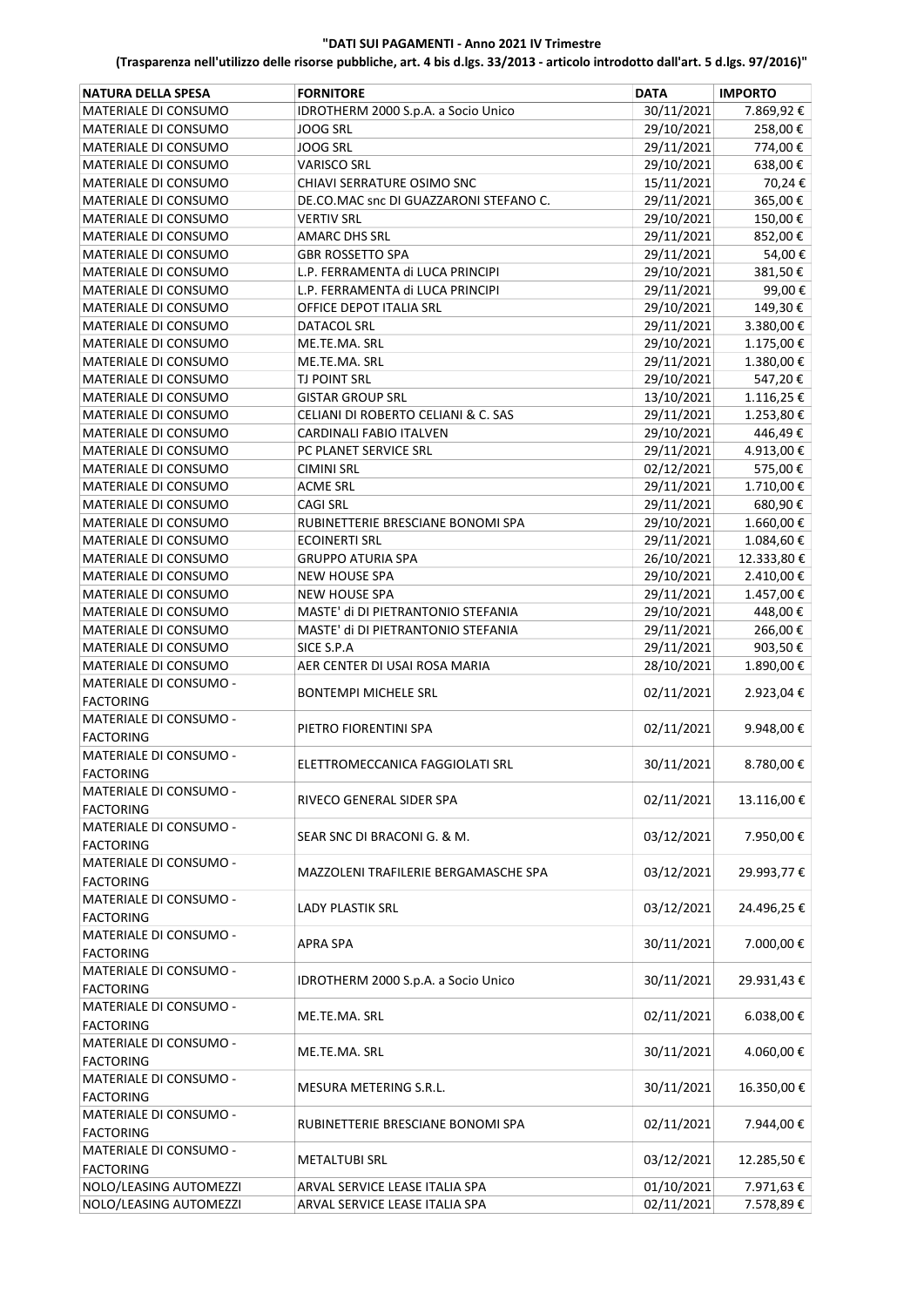**"DATI SUI PAGAMENTI - Anno 2021 IV Trimestre**

**(Trasparenza nell'utilizzo delle risorse pubbliche, art. 4 bis d.lgs. 33/2013 - articolo introdotto dall'art. 5 d.lgs. 97/2016)"**

| NATURA DELLA SPESA | FORNITORE | DATA | IMPORTO |
|---|---|---|---|
| MATERIALE DI CONSUMO | IDROTHERM 2000 S.p.A. a Socio Unico | 30/11/2021 | 7.869,92 € |
| MATERIALE DI CONSUMO | JOOG SRL | 29/10/2021 | 258,00 € |
| MATERIALE DI CONSUMO | JOOG SRL | 29/11/2021 | 774,00 € |
| MATERIALE DI CONSUMO | VARISCO SRL | 29/10/2021 | 638,00 € |
| MATERIALE DI CONSUMO | CHIAVI SERRATURE OSIMO SNC | 15/11/2021 | 70,24 € |
| MATERIALE DI CONSUMO | DE.CO.MAC snc DI GUAZZARONI STEFANO C. | 29/11/2021 | 365,00 € |
| MATERIALE DI CONSUMO | VERTIV SRL | 29/10/2021 | 150,00 € |
| MATERIALE DI CONSUMO | AMARC DHS SRL | 29/11/2021 | 852,00 € |
| MATERIALE DI CONSUMO | GBR ROSSETTO SPA | 29/11/2021 | 54,00 € |
| MATERIALE DI CONSUMO | L.P. FERRAMENTA di LUCA PRINCIPI | 29/10/2021 | 381,50 € |
| MATERIALE DI CONSUMO | L.P. FERRAMENTA di LUCA PRINCIPI | 29/11/2021 | 99,00 € |
| MATERIALE DI CONSUMO | OFFICE DEPOT ITALIA SRL | 29/10/2021 | 149,30 € |
| MATERIALE DI CONSUMO | DATACOL SRL | 29/11/2021 | 3.380,00 € |
| MATERIALE DI CONSUMO | ME.TE.MA. SRL | 29/10/2021 | 1.175,00 € |
| MATERIALE DI CONSUMO | ME.TE.MA. SRL | 29/11/2021 | 1.380,00 € |
| MATERIALE DI CONSUMO | TJ POINT SRL | 29/10/2021 | 547,20 € |
| MATERIALE DI CONSUMO | GISTAR GROUP SRL | 13/10/2021 | 1.116,25 € |
| MATERIALE DI CONSUMO | CELIANI DI ROBERTO CELIANI & C. SAS | 29/11/2021 | 1.253,80 € |
| MATERIALE DI CONSUMO | CARDINALI FABIO ITALVEN | 29/10/2021 | 446,49 € |
| MATERIALE DI CONSUMO | PC PLANET SERVICE SRL | 29/11/2021 | 4.913,00 € |
| MATERIALE DI CONSUMO | CIMINI SRL | 02/12/2021 | 575,00 € |
| MATERIALE DI CONSUMO | ACME SRL | 29/11/2021 | 1.710,00 € |
| MATERIALE DI CONSUMO | CAGI SRL | 29/11/2021 | 680,90 € |
| MATERIALE DI CONSUMO | RUBINETTERIE BRESCIANE BONOMI SPA | 29/10/2021 | 1.660,00 € |
| MATERIALE DI CONSUMO | ECOINERTI SRL | 29/11/2021 | 1.084,60 € |
| MATERIALE DI CONSUMO | GRUPPO ATURIA SPA | 26/10/2021 | 12.333,80 € |
| MATERIALE DI CONSUMO | NEW HOUSE SPA | 29/10/2021 | 2.410,00 € |
| MATERIALE DI CONSUMO | NEW HOUSE SPA | 29/11/2021 | 1.457,00 € |
| MATERIALE DI CONSUMO | MASTE' di DI PIETRANTONIO STEFANIA | 29/10/2021 | 448,00 € |
| MATERIALE DI CONSUMO | MASTE' di DI PIETRANTONIO STEFANIA | 29/11/2021 | 266,00 € |
| MATERIALE DI CONSUMO | SICE S.P.A | 29/11/2021 | 903,50 € |
| MATERIALE DI CONSUMO | AER CENTER DI USAI ROSA MARIA | 28/10/2021 | 1.890,00 € |
| MATERIALE DI CONSUMO - FACTORING | BONTEMPI MICHELE SRL | 02/11/2021 | 2.923,04 € |
| MATERIALE DI CONSUMO - FACTORING | PIETRO FIORENTINI SPA | 02/11/2021 | 9.948,00 € |
| MATERIALE DI CONSUMO - FACTORING | ELETTROMECCANICA FAGGIOLATI SRL | 30/11/2021 | 8.780,00 € |
| MATERIALE DI CONSUMO - FACTORING | RIVECO GENERAL SIDER SPA | 02/11/2021 | 13.116,00 € |
| MATERIALE DI CONSUMO - FACTORING | SEAR SNC DI BRACONI G. & M. | 03/12/2021 | 7.950,00 € |
| MATERIALE DI CONSUMO - FACTORING | MAZZOLENI TRAFILERIE BERGAMASCHE SPA | 03/12/2021 | 29.993,77 € |
| MATERIALE DI CONSUMO - FACTORING | LADY PLASTIK SRL | 03/12/2021 | 24.496,25 € |
| MATERIALE DI CONSUMO - FACTORING | APRA SPA | 30/11/2021 | 7.000,00 € |
| MATERIALE DI CONSUMO - FACTORING | IDROTHERM 2000 S.p.A. a Socio Unico | 30/11/2021 | 29.931,43 € |
| MATERIALE DI CONSUMO - FACTORING | ME.TE.MA. SRL | 02/11/2021 | 6.038,00 € |
| MATERIALE DI CONSUMO - FACTORING | ME.TE.MA. SRL | 30/11/2021 | 4.060,00 € |
| MATERIALE DI CONSUMO - FACTORING | MESURA METERING S.R.L. | 30/11/2021 | 16.350,00 € |
| MATERIALE DI CONSUMO - FACTORING | RUBINETTERIE BRESCIANE BONOMI SPA | 02/11/2021 | 7.944,00 € |
| MATERIALE DI CONSUMO - FACTORING | METALTUBI SRL | 03/12/2021 | 12.285,50 € |
| NOLO/LEASING AUTOMEZZI | ARVAL SERVICE LEASE ITALIA SPA | 01/10/2021 | 7.971,63 € |
| NOLO/LEASING AUTOMEZZI | ARVAL SERVICE LEASE ITALIA SPA | 02/11/2021 | 7.578,89 € |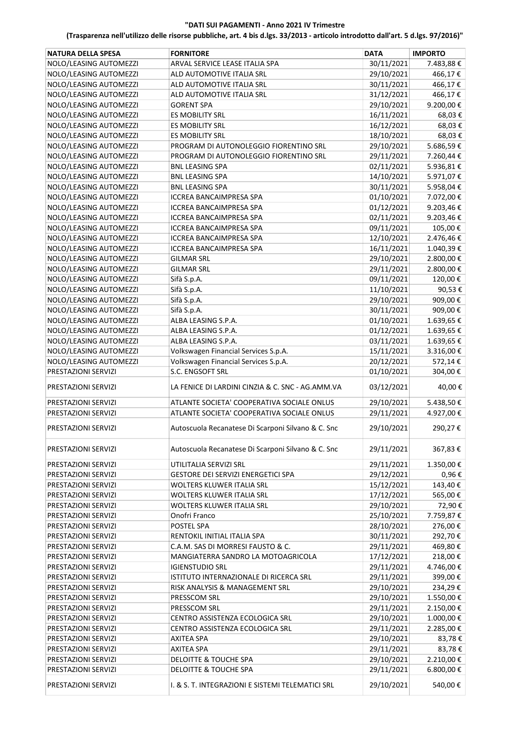**"DATI SUI PAGAMENTI - Anno 2021 IV Trimestre**

**(Trasparenza nell'utilizzo delle risorse pubbliche, art. 4 bis d.lgs. 33/2013 - articolo introdotto dall'art. 5 d.lgs. 97/2016)"**

| NATURA DELLA SPESA | FORNITORE | DATA | IMPORTO |
|---|---|---|---|
| NOLO/LEASING AUTOMEZZI | ARVAL SERVICE LEASE ITALIA SPA | 30/11/2021 | 7.483,88 € |
| NOLO/LEASING AUTOMEZZI | ALD AUTOMOTIVE ITALIA SRL | 29/10/2021 | 466,17 € |
| NOLO/LEASING AUTOMEZZI | ALD AUTOMOTIVE ITALIA SRL | 30/11/2021 | 466,17 € |
| NOLO/LEASING AUTOMEZZI | ALD AUTOMOTIVE ITALIA SRL | 31/12/2021 | 466,17 € |
| NOLO/LEASING AUTOMEZZI | GORENT SPA | 29/10/2021 | 9.200,00 € |
| NOLO/LEASING AUTOMEZZI | ES MOBILITY SRL | 16/11/2021 | 68,03 € |
| NOLO/LEASING AUTOMEZZI | ES MOBILITY SRL | 16/12/2021 | 68,03 € |
| NOLO/LEASING AUTOMEZZI | ES MOBILITY SRL | 18/10/2021 | 68,03 € |
| NOLO/LEASING AUTOMEZZI | PROGRAM DI AUTONOLEGGIO FIORENTINO SRL | 29/10/2021 | 5.686,59 € |
| NOLO/LEASING AUTOMEZZI | PROGRAM DI AUTONOLEGGIO FIORENTINO SRL | 29/11/2021 | 7.260,44 € |
| NOLO/LEASING AUTOMEZZI | BNL LEASING SPA | 02/11/2021 | 5.936,81 € |
| NOLO/LEASING AUTOMEZZI | BNL LEASING SPA | 14/10/2021 | 5.971,07 € |
| NOLO/LEASING AUTOMEZZI | BNL LEASING SPA | 30/11/2021 | 5.958,04 € |
| NOLO/LEASING AUTOMEZZI | ICCREA BANCAIMPRESA SPA | 01/10/2021 | 7.072,00 € |
| NOLO/LEASING AUTOMEZZI | ICCREA BANCAIMPRESA SPA | 01/12/2021 | 9.203,46 € |
| NOLO/LEASING AUTOMEZZI | ICCREA BANCAIMPRESA SPA | 02/11/2021 | 9.203,46 € |
| NOLO/LEASING AUTOMEZZI | ICCREA BANCAIMPRESA SPA | 09/11/2021 | 105,00 € |
| NOLO/LEASING AUTOMEZZI | ICCREA BANCAIMPRESA SPA | 12/10/2021 | 2.476,46 € |
| NOLO/LEASING AUTOMEZZI | ICCREA BANCAIMPRESA SPA | 16/11/2021 | 1.040,39 € |
| NOLO/LEASING AUTOMEZZI | GILMAR SRL | 29/10/2021 | 2.800,00 € |
| NOLO/LEASING AUTOMEZZI | GILMAR SRL | 29/11/2021 | 2.800,00 € |
| NOLO/LEASING AUTOMEZZI | Sifà S.p.A. | 09/11/2021 | 120,00 € |
| NOLO/LEASING AUTOMEZZI | Sifà S.p.A. | 11/10/2021 | 90,53 € |
| NOLO/LEASING AUTOMEZZI | Sifà S.p.A. | 29/10/2021 | 909,00 € |
| NOLO/LEASING AUTOMEZZI | Sifà S.p.A. | 30/11/2021 | 909,00 € |
| NOLO/LEASING AUTOMEZZI | ALBA LEASING S.P.A. | 01/10/2021 | 1.639,65 € |
| NOLO/LEASING AUTOMEZZI | ALBA LEASING S.P.A. | 01/12/2021 | 1.639,65 € |
| NOLO/LEASING AUTOMEZZI | ALBA LEASING S.P.A. | 03/11/2021 | 1.639,65 € |
| NOLO/LEASING AUTOMEZZI | Volkswagen Financial Services S.p.A. | 15/11/2021 | 3.316,00 € |
| NOLO/LEASING AUTOMEZZI | Volkswagen Financial Services S.p.A. | 20/12/2021 | 572,14 € |
| PRESTAZIONI SERVIZI | S.C. ENGSOFT SRL | 01/10/2021 | 304,00 € |
| PRESTAZIONI SERVIZI | LA FENICE DI LARDINI CINZIA & C. SNC - AG.AMM.VA | 03/12/2021 | 40,00 € |
| PRESTAZIONI SERVIZI | ATLANTE SOCIETA' COOPERATIVA SOCIALE ONLUS | 29/10/2021 | 5.438,50 € |
| PRESTAZIONI SERVIZI | ATLANTE SOCIETA' COOPERATIVA SOCIALE ONLUS | 29/11/2021 | 4.927,00 € |
| PRESTAZIONI SERVIZI | Autoscuola Recanatese Di Scarponi Silvano & C. Snc | 29/10/2021 | 290,27 € |
| PRESTAZIONI SERVIZI | Autoscuola Recanatese Di Scarponi Silvano & C. Snc | 29/11/2021 | 367,83 € |
| PRESTAZIONI SERVIZI | UTILITALIA SERVIZI SRL | 29/11/2021 | 1.350,00 € |
| PRESTAZIONI SERVIZI | GESTORE DEI SERVIZI ENERGETICI SPA | 29/12/2021 | 0,96 € |
| PRESTAZIONI SERVIZI | WOLTERS KLUWER ITALIA SRL | 15/12/2021 | 143,40 € |
| PRESTAZIONI SERVIZI | WOLTERS KLUWER ITALIA SRL | 17/12/2021 | 565,00 € |
| PRESTAZIONI SERVIZI | WOLTERS KLUWER ITALIA SRL | 29/10/2021 | 72,90 € |
| PRESTAZIONI SERVIZI | Onofri Franco | 25/10/2021 | 7.759,87 € |
| PRESTAZIONI SERVIZI | POSTEL SPA | 28/10/2021 | 276,00 € |
| PRESTAZIONI SERVIZI | RENTOKIL INITIAL ITALIA SPA | 30/11/2021 | 292,70 € |
| PRESTAZIONI SERVIZI | C.A.M. SAS DI MORRESI FAUSTO & C. | 29/11/2021 | 469,80 € |
| PRESTAZIONI SERVIZI | MANGIATERRA SANDRO LA MOTOAGRICOLA | 17/12/2021 | 218,00 € |
| PRESTAZIONI SERVIZI | IGIENSTUDIO SRL | 29/11/2021 | 4.746,00 € |
| PRESTAZIONI SERVIZI | ISTITUTO INTERNAZIONALE DI RICERCA SRL | 29/11/2021 | 399,00 € |
| PRESTAZIONI SERVIZI | RISK ANALYSIS & MANAGEMENT SRL | 29/10/2021 | 234,29 € |
| PRESTAZIONI SERVIZI | PRESSCOM SRL | 29/10/2021 | 1.550,00 € |
| PRESTAZIONI SERVIZI | PRESSCOM SRL | 29/11/2021 | 2.150,00 € |
| PRESTAZIONI SERVIZI | CENTRO ASSISTENZA ECOLOGICA SRL | 29/10/2021 | 1.000,00 € |
| PRESTAZIONI SERVIZI | CENTRO ASSISTENZA ECOLOGICA SRL | 29/11/2021 | 2.285,00 € |
| PRESTAZIONI SERVIZI | AXITEA SPA | 29/10/2021 | 83,78 € |
| PRESTAZIONI SERVIZI | AXITEA SPA | 29/11/2021 | 83,78 € |
| PRESTAZIONI SERVIZI | DELOITTE & TOUCHE SPA | 29/10/2021 | 2.210,00 € |
| PRESTAZIONI SERVIZI | DELOITTE & TOUCHE SPA | 29/11/2021 | 6.800,00 € |
| PRESTAZIONI SERVIZI | I. & S. T. INTEGRAZIONI E SISTEMI TELEMATICI SRL | 29/10/2021 | 540,00 € |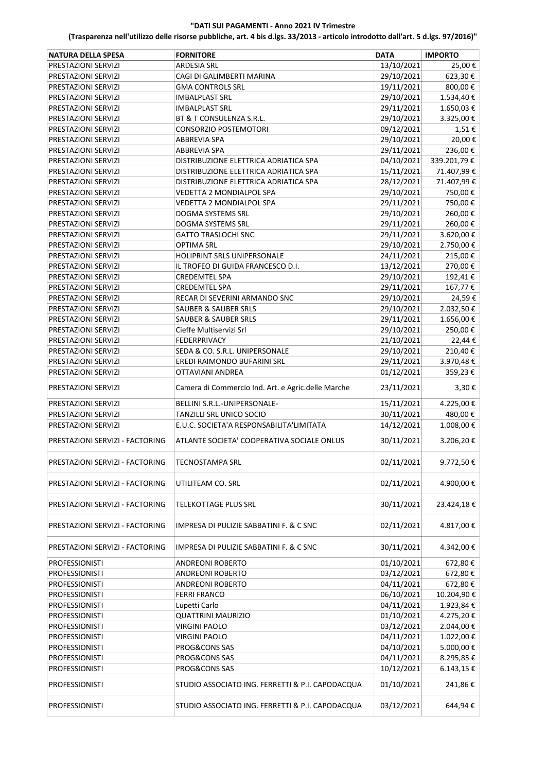**"DATI SUI PAGAMENTI - Anno 2021 IV Trimestre**

**(Trasparenza nell'utilizzo delle risorse pubbliche, art. 4 bis d.lgs. 33/2013 - articolo introdotto dall'art. 5 d.lgs. 97/2016)"**

| NATURA DELLA SPESA | FORNITORE | DATA | IMPORTO |
|---|---|---|---|
| PRESTAZIONI SERVIZI | ARDESIA SRL | 13/10/2021 | 25,00 € |
| PRESTAZIONI SERVIZI | CAGI DI GALIMBERTI MARINA | 29/10/2021 | 623,30 € |
| PRESTAZIONI SERVIZI | GMA CONTROLS SRL | 19/11/2021 | 800,00 € |
| PRESTAZIONI SERVIZI | IMBALPLAST SRL | 29/10/2021 | 1.534,40 € |
| PRESTAZIONI SERVIZI | IMBALPLAST SRL | 29/11/2021 | 1.650,03 € |
| PRESTAZIONI SERVIZI | BT & T CONSULENZA S.R.L. | 29/10/2021 | 3.325,00 € |
| PRESTAZIONI SERVIZI | CONSORZIO POSTEMOTORI | 09/12/2021 | 1,51 € |
| PRESTAZIONI SERVIZI | ABBREVIA SPA | 29/10/2021 | 20,00 € |
| PRESTAZIONI SERVIZI | ABBREVIA SPA | 29/11/2021 | 236,00 € |
| PRESTAZIONI SERVIZI | DISTRIBUZIONE ELETTRICA ADRIATICA SPA | 04/10/2021 | 339.201,79 € |
| PRESTAZIONI SERVIZI | DISTRIBUZIONE ELETTRICA ADRIATICA SPA | 15/11/2021 | 71.407,99 € |
| PRESTAZIONI SERVIZI | DISTRIBUZIONE ELETTRICA ADRIATICA SPA | 28/12/2021 | 71.407,99 € |
| PRESTAZIONI SERVIZI | VEDETTA 2 MONDIALPOL SPA | 29/10/2021 | 750,00 € |
| PRESTAZIONI SERVIZI | VEDETTA 2 MONDIALPOL SPA | 29/11/2021 | 750,00 € |
| PRESTAZIONI SERVIZI | DOGMA SYSTEMS SRL | 29/10/2021 | 260,00 € |
| PRESTAZIONI SERVIZI | DOGMA SYSTEMS SRL | 29/11/2021 | 260,00 € |
| PRESTAZIONI SERVIZI | GATTO TRASLOCHI SNC | 29/11/2021 | 3.620,00 € |
| PRESTAZIONI SERVIZI | OPTIMA SRL | 29/10/2021 | 2.750,00 € |
| PRESTAZIONI SERVIZI | HOLIPRINT SRLS UNIPERSONALE | 24/11/2021 | 215,00 € |
| PRESTAZIONI SERVIZI | IL TROFEO DI GUIDA FRANCESCO D.I. | 13/12/2021 | 270,00 € |
| PRESTAZIONI SERVIZI | CREDEMTEL SPA | 29/10/2021 | 192,41 € |
| PRESTAZIONI SERVIZI | CREDEMTEL SPA | 29/11/2021 | 167,77 € |
| PRESTAZIONI SERVIZI | RECAR DI SEVERINI ARMANDO SNC | 29/10/2021 | 24,59 € |
| PRESTAZIONI SERVIZI | SAUBER & SAUBER SRLS | 29/10/2021 | 2.032,50 € |
| PRESTAZIONI SERVIZI | SAUBER & SAUBER SRLS | 29/11/2021 | 1.656,00 € |
| PRESTAZIONI SERVIZI | Cieffe Multiservizi Srl | 29/10/2021 | 250,00 € |
| PRESTAZIONI SERVIZI | FEDERPRIVACY | 21/10/2021 | 22,44 € |
| PRESTAZIONI SERVIZI | SEDA & CO. S.R.L. UNIPERSONALE | 29/10/2021 | 210,40 € |
| PRESTAZIONI SERVIZI | EREDI RAIMONDO BUFARINI SRL | 29/11/2021 | 3.970,48 € |
| PRESTAZIONI SERVIZI | OTTAVIANI ANDREA | 01/12/2021 | 359,23 € |
| PRESTAZIONI SERVIZI | Camera di Commercio Ind. Art. e Agric.delle Marche | 23/11/2021 | 3,30 € |
| PRESTAZIONI SERVIZI | BELLINI S.R.L.-UNIPERSONALE- | 15/11/2021 | 4.225,00 € |
| PRESTAZIONI SERVIZI | TANZILLI SRL UNICO SOCIO | 30/11/2021 | 480,00 € |
| PRESTAZIONI SERVIZI | E.U.C. SOCIETA'A RESPONSABILITA'LIMITATA | 14/12/2021 | 1.008,00 € |
| PRESTAZIONI SERVIZI - FACTORING | ATLANTE SOCIETA' COOPERATIVA SOCIALE ONLUS | 30/11/2021 | 3.206,20 € |
| PRESTAZIONI SERVIZI - FACTORING | TECNOSTAMPA SRL | 02/11/2021 | 9.772,50 € |
| PRESTAZIONI SERVIZI - FACTORING | UTILITEAM CO. SRL | 02/11/2021 | 4.900,00 € |
| PRESTAZIONI SERVIZI - FACTORING | TELEKOTTAGE PLUS SRL | 30/11/2021 | 23.424,18 € |
| PRESTAZIONI SERVIZI - FACTORING | IMPRESA DI PULIZIE SABBATINI F. & C SNC | 02/11/2021 | 4.817,00 € |
| PRESTAZIONI SERVIZI - FACTORING | IMPRESA DI PULIZIE SABBATINI F. & C SNC | 30/11/2021 | 4.342,00 € |
| PROFESSIONISTI | ANDREONI ROBERTO | 01/10/2021 | 672,80 € |
| PROFESSIONISTI | ANDREONI ROBERTO | 03/12/2021 | 672,80 € |
| PROFESSIONISTI | ANDREONI ROBERTO | 04/11/2021 | 672,80 € |
| PROFESSIONISTI | FERRI FRANCO | 06/10/2021 | 10.204,90 € |
| PROFESSIONISTI | Lupetti Carlo | 04/11/2021 | 1.923,84 € |
| PROFESSIONISTI | QUATTRINI MAURIZIO | 01/10/2021 | 4.275,20 € |
| PROFESSIONISTI | VIRGINI PAOLO | 03/12/2021 | 2.044,00 € |
| PROFESSIONISTI | VIRGINI PAOLO | 04/11/2021 | 1.022,00 € |
| PROFESSIONISTI | PROG&CONS SAS | 04/10/2021 | 5.000,00 € |
| PROFESSIONISTI | PROG&CONS SAS | 04/11/2021 | 8.295,85 € |
| PROFESSIONISTI | PROG&CONS SAS | 10/12/2021 | 6.143,15 € |
| PROFESSIONISTI | STUDIO ASSOCIATO ING. FERRETTI & P.I. CAPODACQUA | 01/10/2021 | 241,86 € |
| PROFESSIONISTI | STUDIO ASSOCIATO ING. FERRETTI & P.I. CAPODACQUA | 03/12/2021 | 644,94 € |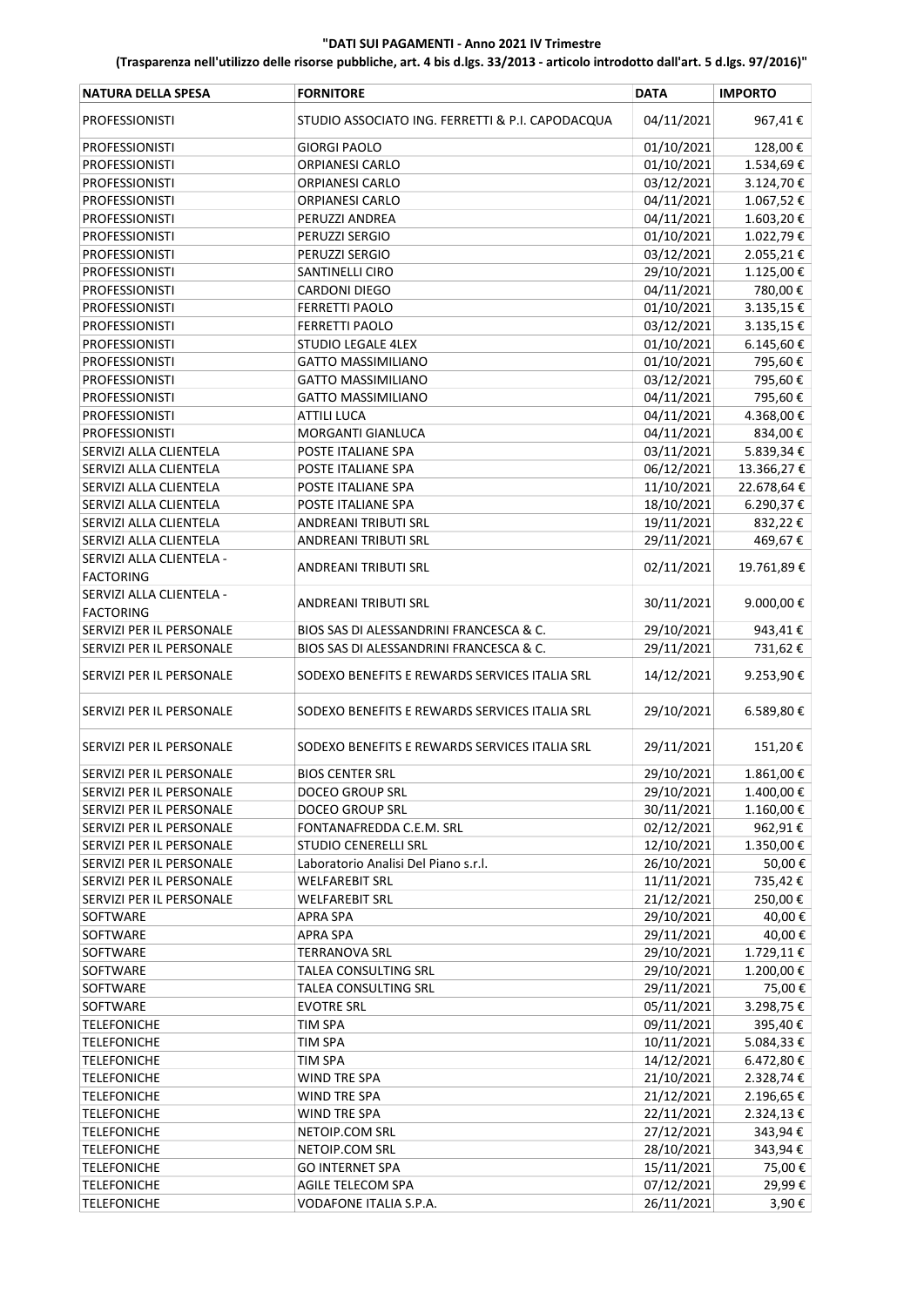**"DATI SUI PAGAMENTI - Anno 2021 IV Trimestre**

**(Trasparenza nell'utilizzo delle risorse pubbliche, art. 4 bis d.lgs. 33/2013 - articolo introdotto dall'art. 5 d.lgs. 97/2016)"**

| NATURA DELLA SPESA | FORNITORE | DATA | IMPORTO |
|---|---|---|---|
| PROFESSIONISTI | STUDIO ASSOCIATO ING. FERRETTI & P.I. CAPODACQUA | 04/11/2021 | 967,41 € |
| PROFESSIONISTI | GIORGI PAOLO | 01/10/2021 | 128,00 € |
| PROFESSIONISTI | ORPIANESI CARLO | 01/10/2021 | 1.534,69 € |
| PROFESSIONISTI | ORPIANESI CARLO | 03/12/2021 | 3.124,70 € |
| PROFESSIONISTI | ORPIANESI CARLO | 04/11/2021 | 1.067,52 € |
| PROFESSIONISTI | PERUZZI ANDREA | 04/11/2021 | 1.603,20 € |
| PROFESSIONISTI | PERUZZI SERGIO | 01/10/2021 | 1.022,79 € |
| PROFESSIONISTI | PERUZZI SERGIO | 03/12/2021 | 2.055,21 € |
| PROFESSIONISTI | SANTINELLI CIRO | 29/10/2021 | 1.125,00 € |
| PROFESSIONISTI | CARDONI DIEGO | 04/11/2021 | 780,00 € |
| PROFESSIONISTI | FERRETTI PAOLO | 01/10/2021 | 3.135,15 € |
| PROFESSIONISTI | FERRETTI PAOLO | 03/12/2021 | 3.135,15 € |
| PROFESSIONISTI | STUDIO LEGALE 4LEX | 01/10/2021 | 6.145,60 € |
| PROFESSIONISTI | GATTO MASSIMILIANO | 01/10/2021 | 795,60 € |
| PROFESSIONISTI | GATTO MASSIMILIANO | 03/12/2021 | 795,60 € |
| PROFESSIONISTI | GATTO MASSIMILIANO | 04/11/2021 | 795,60 € |
| PROFESSIONISTI | ATTILI LUCA | 04/11/2021 | 4.368,00 € |
| PROFESSIONISTI | MORGANTI GIANLUCA | 04/11/2021 | 834,00 € |
| SERVIZI ALLA CLIENTELA | POSTE ITALIANE SPA | 03/11/2021 | 5.839,34 € |
| SERVIZI ALLA CLIENTELA | POSTE ITALIANE SPA | 06/12/2021 | 13.366,27 € |
| SERVIZI ALLA CLIENTELA | POSTE ITALIANE SPA | 11/10/2021 | 22.678,64 € |
| SERVIZI ALLA CLIENTELA | POSTE ITALIANE SPA | 18/10/2021 | 6.290,37 € |
| SERVIZI ALLA CLIENTELA | ANDREANI TRIBUTI SRL | 19/11/2021 | 832,22 € |
| SERVIZI ALLA CLIENTELA | ANDREANI TRIBUTI SRL | 29/11/2021 | 469,67 € |
| SERVIZI ALLA CLIENTELA - FACTORING | ANDREANI TRIBUTI SRL | 02/11/2021 | 19.761,89 € |
| SERVIZI ALLA CLIENTELA - FACTORING | ANDREANI TRIBUTI SRL | 30/11/2021 | 9.000,00 € |
| SERVIZI PER IL PERSONALE | BIOS SAS DI ALESSANDRINI FRANCESCA & C. | 29/10/2021 | 943,41 € |
| SERVIZI PER IL PERSONALE | BIOS SAS DI ALESSANDRINI FRANCESCA & C. | 29/11/2021 | 731,62 € |
| SERVIZI PER IL PERSONALE | SODEXO BENEFITS E REWARDS SERVICES ITALIA SRL | 14/12/2021 | 9.253,90 € |
| SERVIZI PER IL PERSONALE | SODEXO BENEFITS E REWARDS SERVICES ITALIA SRL | 29/10/2021 | 6.589,80 € |
| SERVIZI PER IL PERSONALE | SODEXO BENEFITS E REWARDS SERVICES ITALIA SRL | 29/11/2021 | 151,20 € |
| SERVIZI PER IL PERSONALE | BIOS CENTER SRL | 29/10/2021 | 1.861,00 € |
| SERVIZI PER IL PERSONALE | DOCEO GROUP SRL | 29/10/2021 | 1.400,00 € |
| SERVIZI PER IL PERSONALE | DOCEO GROUP SRL | 30/11/2021 | 1.160,00 € |
| SERVIZI PER IL PERSONALE | FONTANAFREDDA C.E.M. SRL | 02/12/2021 | 962,91 € |
| SERVIZI PER IL PERSONALE | STUDIO CENERELLI SRL | 12/10/2021 | 1.350,00 € |
| SERVIZI PER IL PERSONALE | Laboratorio Analisi Del Piano s.r.l. | 26/10/2021 | 50,00 € |
| SERVIZI PER IL PERSONALE | WELFAREBIT SRL | 11/11/2021 | 735,42 € |
| SERVIZI PER IL PERSONALE | WELFAREBIT SRL | 21/12/2021 | 250,00 € |
| SOFTWARE | APRA SPA | 29/10/2021 | 40,00 € |
| SOFTWARE | APRA SPA | 29/11/2021 | 40,00 € |
| SOFTWARE | TERRANOVA SRL | 29/10/2021 | 1.729,11 € |
| SOFTWARE | TALEA CONSULTING SRL | 29/10/2021 | 1.200,00 € |
| SOFTWARE | TALEA CONSULTING SRL | 29/11/2021 | 75,00 € |
| SOFTWARE | EVOTRE SRL | 05/11/2021 | 3.298,75 € |
| TELEFONICHE | TIM SPA | 09/11/2021 | 395,40 € |
| TELEFONICHE | TIM SPA | 10/11/2021 | 5.084,33 € |
| TELEFONICHE | TIM SPA | 14/12/2021 | 6.472,80 € |
| TELEFONICHE | WIND TRE SPA | 21/10/2021 | 2.328,74 € |
| TELEFONICHE | WIND TRE SPA | 21/12/2021 | 2.196,65 € |
| TELEFONICHE | WIND TRE SPA | 22/11/2021 | 2.324,13 € |
| TELEFONICHE | NETOIP.COM SRL | 27/12/2021 | 343,94 € |
| TELEFONICHE | NETOIP.COM SRL | 28/10/2021 | 343,94 € |
| TELEFONICHE | GO INTERNET SPA | 15/11/2021 | 75,00 € |
| TELEFONICHE | AGILE TELECOM SPA | 07/12/2021 | 29,99 € |
| TELEFONICHE | VODAFONE ITALIA S.P.A. | 26/11/2021 | 3,90 € |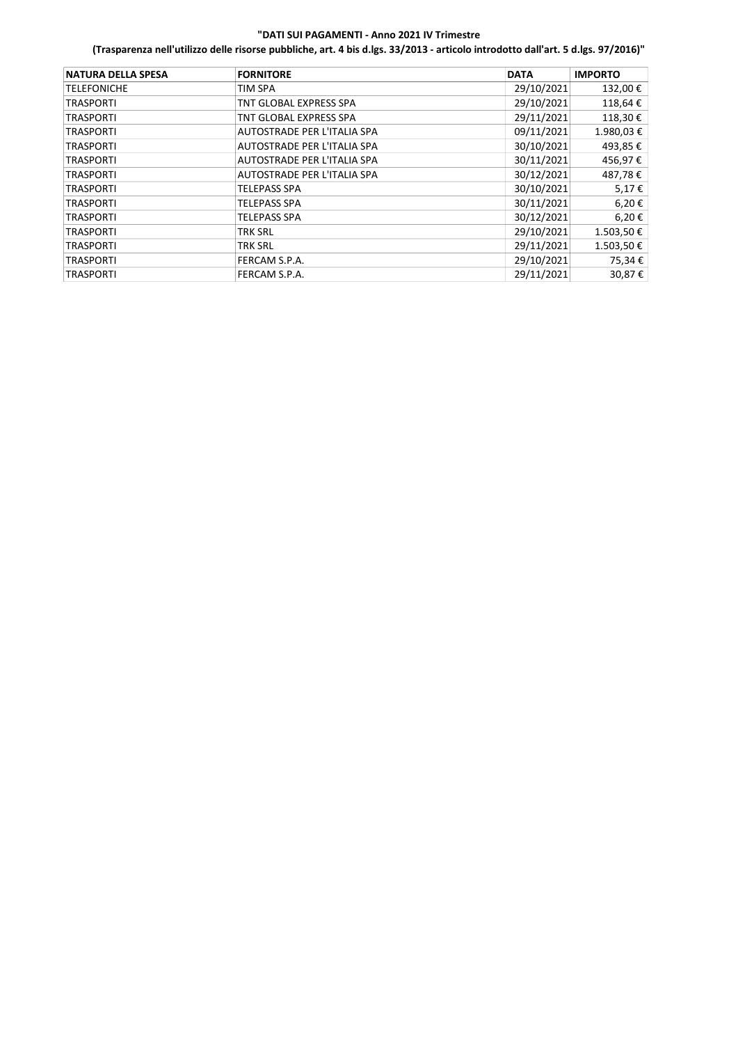**"DATI SUI PAGAMENTI - Anno 2021 IV Trimestre**

**(Trasparenza nell'utilizzo delle risorse pubbliche, art. 4 bis d.lgs. 33/2013 - articolo introdotto dall'art. 5 d.lgs. 97/2016)"**

| NATURA DELLA SPESA | FORNITORE | DATA | IMPORTO |
|---|---|---|---|
| TELEFONICHE | TIM SPA | 29/10/2021 | 132,00 € |
| TRASPORTI | TNT GLOBAL EXPRESS SPA | 29/10/2021 | 118,64 € |
| TRASPORTI | TNT GLOBAL EXPRESS SPA | 29/11/2021 | 118,30 € |
| TRASPORTI | AUTOSTRADE PER L'ITALIA SPA | 09/11/2021 | 1.980,03 € |
| TRASPORTI | AUTOSTRADE PER L'ITALIA SPA | 30/10/2021 | 493,85 € |
| TRASPORTI | AUTOSTRADE PER L'ITALIA SPA | 30/11/2021 | 456,97 € |
| TRASPORTI | AUTOSTRADE PER L'ITALIA SPA | 30/12/2021 | 487,78 € |
| TRASPORTI | TELEPASS SPA | 30/10/2021 | 5,17 € |
| TRASPORTI | TELEPASS SPA | 30/11/2021 | 6,20 € |
| TRASPORTI | TELEPASS SPA | 30/12/2021 | 6,20 € |
| TRASPORTI | TRK SRL | 29/10/2021 | 1.503,50 € |
| TRASPORTI | TRK SRL | 29/11/2021 | 1.503,50 € |
| TRASPORTI | FERCAM S.P.A. | 29/10/2021 | 75,34 € |
| TRASPORTI | FERCAM S.P.A. | 29/11/2021 | 30,87 € |